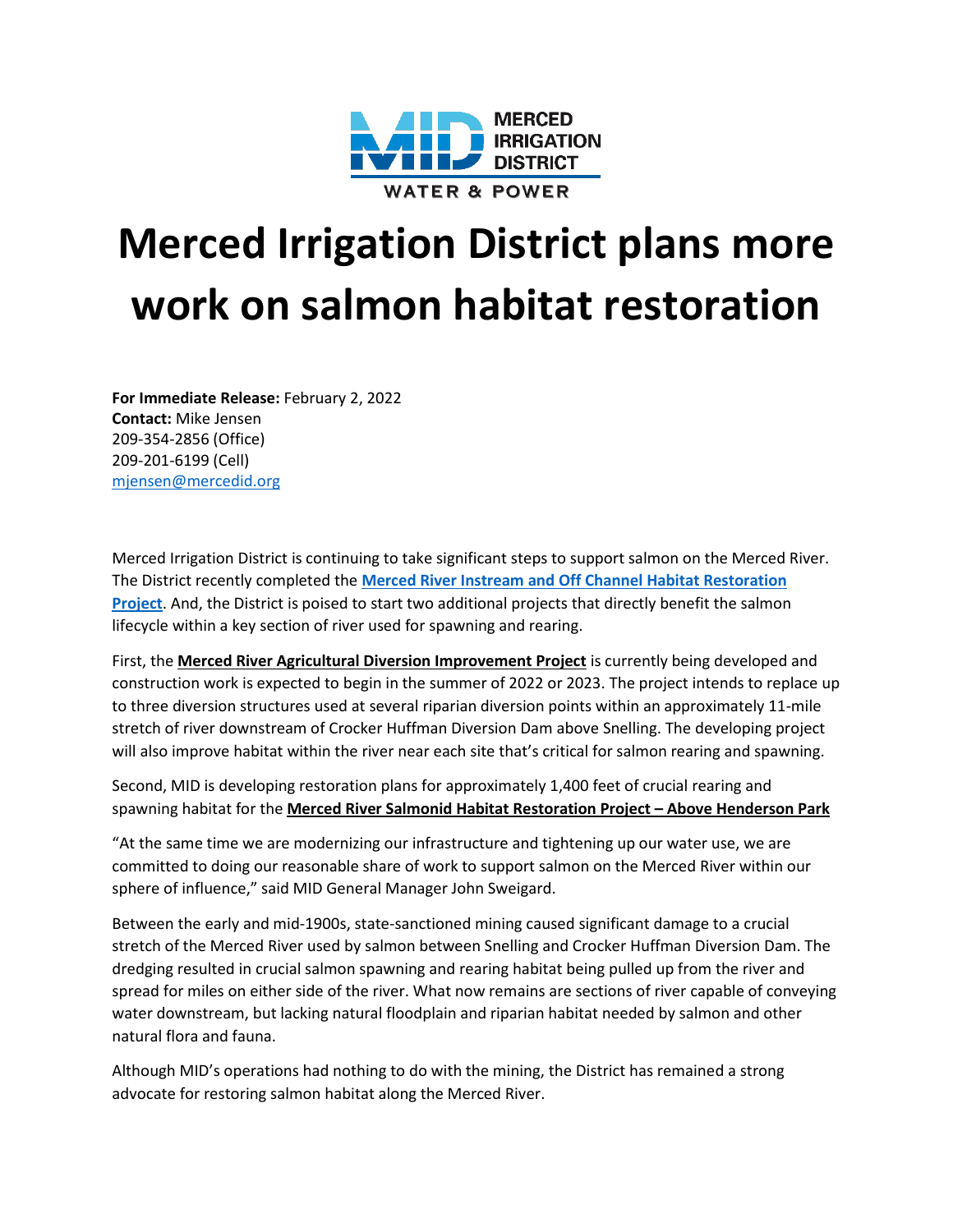MERCED IRRIGATION DISTRICT

WATER & POWER

# Merced Irrigation District plans more work on salmon habitat restoration

**For Immediate Release:** February 2, 2022
**Contact:** Mike Jensen
209-354-2856 (Office)
209-201-6199 (Cell)
mjensen@mercedid.org

Merced Irrigation District is continuing to take significant steps to support salmon on the Merced River. The District recently completed the **Merced River Instream and Off Channel Habitat Restoration Project**. And, the District is poised to start two additional projects that directly benefit the salmon lifecycle within a key section of river used for spawning and rearing.

First, the **Merced River Agricultural Diversion Improvement Project** is currently being developed and construction work is expected to begin in the summer of 2022 or 2023. The project intends to replace up to three diversion structures used at several riparian diversion points within an approximately 11-mile stretch of river downstream of Crocker Huffman Diversion Dam above Snelling. The developing project will also improve habitat within the river near each site that's critical for salmon rearing and spawning.

Second, MID is developing restoration plans for approximately 1,400 feet of crucial rearing and spawning habitat for the **Merced River Salmonid Habitat Restoration Project – Above Henderson Park**

"At the same time we are modernizing our infrastructure and tightening up our water use, we are committed to doing our reasonable share of work to support salmon on the Merced River within our sphere of influence," said MID General Manager John Sweigard.

Between the early and mid-1900s, state-sanctioned mining caused significant damage to a crucial stretch of the Merced River used by salmon between Snelling and Crocker Huffman Diversion Dam. The dredging resulted in crucial salmon spawning and rearing habitat being pulled up from the river and spread for miles on either side of the river. What now remains are sections of river capable of conveying water downstream, but lacking natural floodplain and riparian habitat needed by salmon and other natural flora and fauna.

Although MID's operations had nothing to do with the mining, the District has remained a strong advocate for restoring salmon habitat along the Merced River.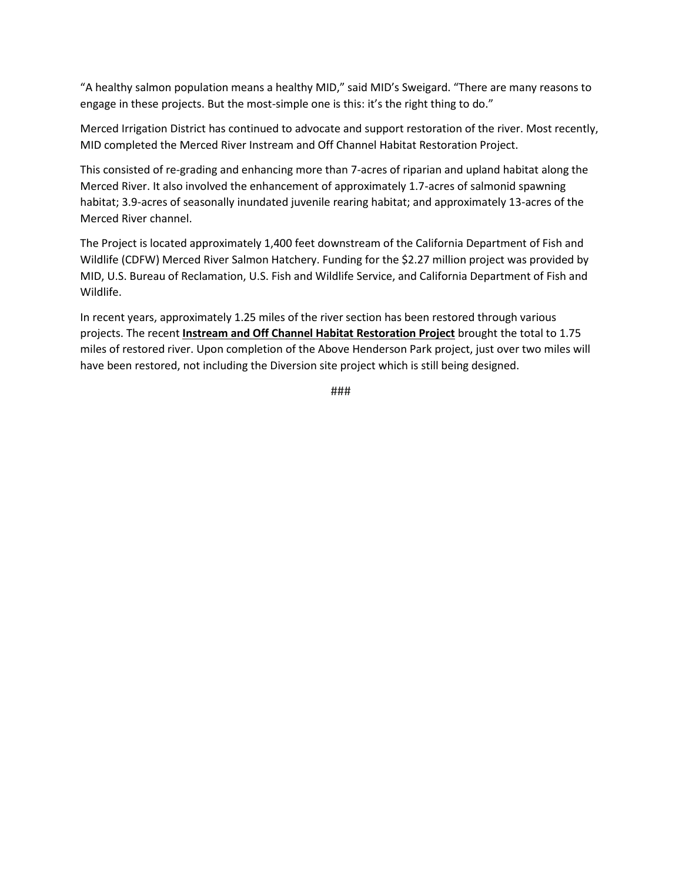"A healthy salmon population means a healthy MID," said MID's Sweigard. "There are many reasons to engage in these projects. But the most-simple one is this: it's the right thing to do."

Merced Irrigation District has continued to advocate and support restoration of the river. Most recently, MID completed the Merced River Instream and Off Channel Habitat Restoration Project.

This consisted of re-grading and enhancing more than 7-acres of riparian and upland habitat along the Merced River. It also involved the enhancement of approximately 1.7-acres of salmonid spawning habitat; 3.9-acres of seasonally inundated juvenile rearing habitat; and approximately 13-acres of the Merced River channel.

The Project is located approximately 1,400 feet downstream of the California Department of Fish and Wildlife (CDFW) Merced River Salmon Hatchery. Funding for the $2.27 million project was provided by MID, U.S. Bureau of Reclamation, U.S. Fish and Wildlife Service, and California Department of Fish and Wildlife.

In recent years, approximately 1.25 miles of the river section has been restored through various projects. The recent **Instream and Off Channel Habitat Restoration Project** brought the total to 1.75 miles of restored river. Upon completion of the Above Henderson Park project, just over two miles will have been restored, not including the Diversion site project which is still being designed.

###